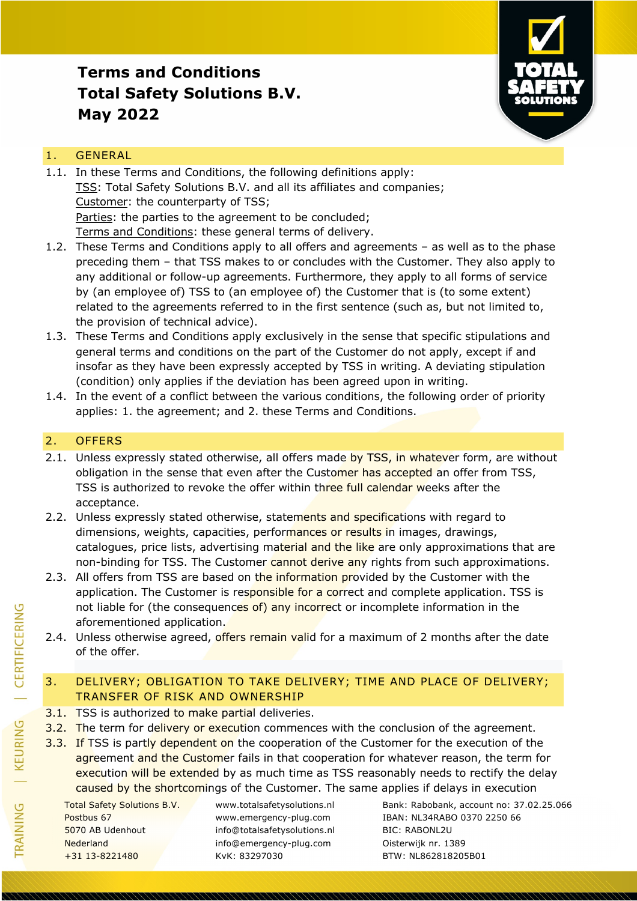# Terms and Conditions
# Total Safety Solutions B.V.
# May 2022

## 1. GENERAL

1.1. In these Terms and Conditions, the following definitions apply:
<u>TSS</u>: Total Safety Solutions B.V. and all its affiliates and companies;
<u>Customer</u>: the counterparty of TSS;
<u>Parties</u>: the parties to the agreement to be concluded;
<u>Terms and Conditions</u>: these general terms of delivery.

1.2. These Terms and Conditions apply to all offers and agreements – as well as to the phase preceding them – that TSS makes to or concludes with the Customer. They also apply to any additional or follow-up agreements. Furthermore, they apply to all forms of service by (an employee of) TSS to (an employee of) the Customer that is (to some extent) related to the agreements referred to in the first sentence (such as, but not limited to, the provision of technical advice).

1.3. These Terms and Conditions apply exclusively in the sense that specific stipulations and general terms and conditions on the part of the Customer do not apply, except if and insofar as they have been expressly accepted by TSS in writing. A deviating stipulation (condition) only applies if the deviation has been agreed upon in writing.

1.4. In the event of a conflict between the various conditions, the following order of priority applies: 1. the agreement; and 2. these Terms and Conditions.

## 2. OFFERS

2.1. Unless expressly stated otherwise, all offers made by TSS, in whatever form, are without obligation in the sense that even after the Customer has accepted an offer from TSS, TSS is authorized to revoke the offer within three full calendar weeks after the acceptance.

2.2. Unless expressly stated otherwise, statements and specifications with regard to dimensions, weights, capacities, performances or results in images, drawings, catalogues, price lists, advertising material and the like are only approximations that are non-binding for TSS. The Customer cannot derive any rights from such approximations.

2.3. All offers from TSS are based on the information provided by the Customer with the application. The Customer is responsible for a correct and complete application. TSS is not liable for (the consequences of) any incorrect or incomplete information in the aforementioned application.

2.4. Unless otherwise agreed, offers remain valid for a maximum of 2 months after the date of the offer.

## 3. DELIVERY; OBLIGATION TO TAKE DELIVERY; TIME AND PLACE OF DELIVERY; TRANSFER OF RISK AND OWNERSHIP

3.1. TSS is authorized to make partial deliveries.

3.2. The term for delivery or execution commences with the conclusion of the agreement.

3.3. If TSS is partly dependent on the cooperation of the Customer for the execution of the agreement and the Customer fails in that cooperation for whatever reason, the term for execution will be extended by as much time as TSS reasonably needs to rectify the delay caused by the shortcomings of the Customer. The same applies if delays in execution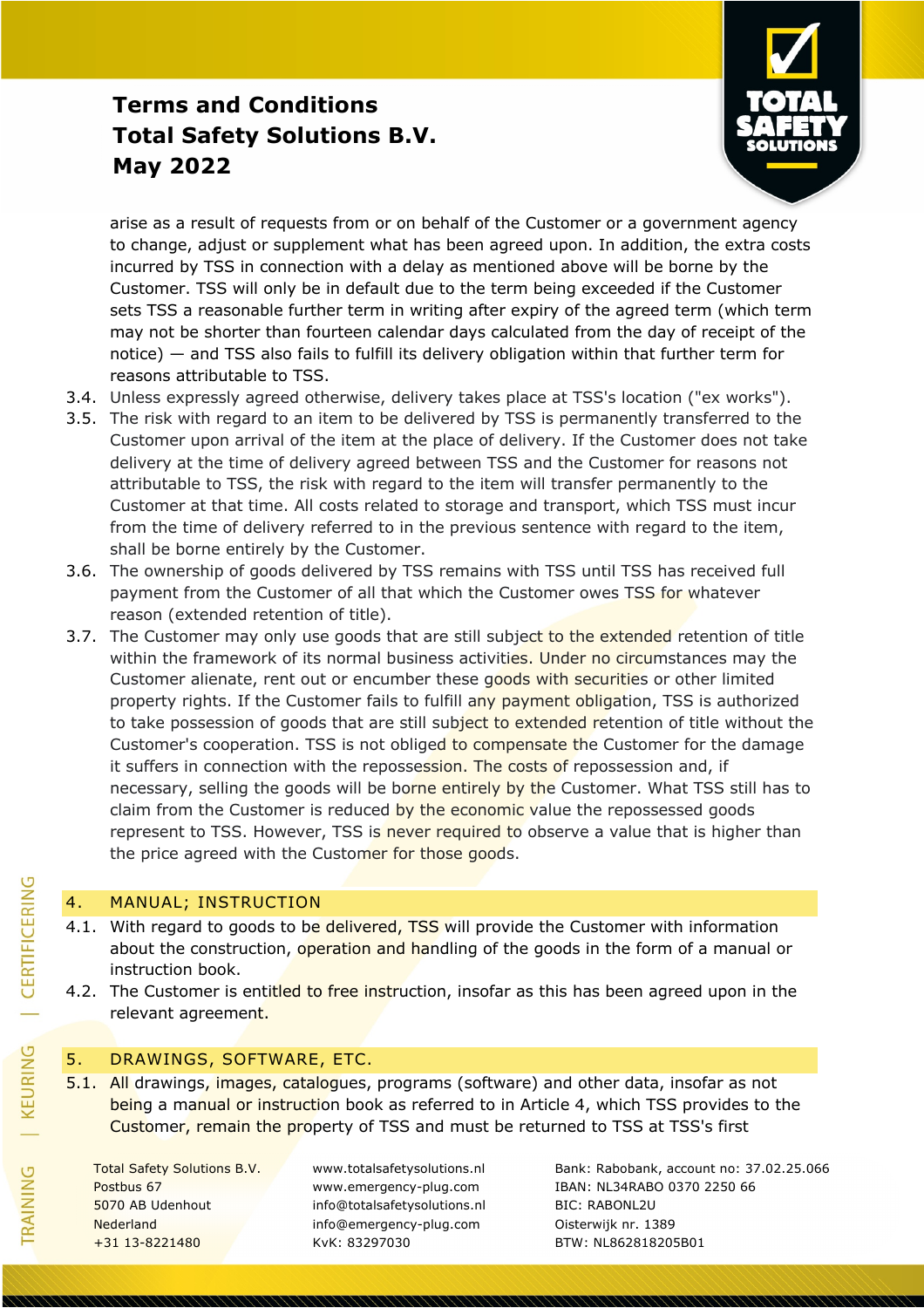arise as a result of requests from or on behalf of the Customer or a government agency to change, adjust or supplement what has been agreed upon. In addition, the extra costs incurred by TSS in connection with a delay as mentioned above will be borne by the Customer. TSS will only be in default due to the term being exceeded if the Customer sets TSS a reasonable further term in writing after expiry of the agreed term (which term may not be shorter than fourteen calendar days calculated from the day of receipt of the notice) — and TSS also fails to fulfill its delivery obligation within that further term for reasons attributable to TSS.

3.4. Unless expressly agreed otherwise, delivery takes place at TSS's location ("ex works").

3.5. The risk with regard to an item to be delivered by TSS is permanently transferred to the Customer upon arrival of the item at the place of delivery. If the Customer does not take delivery at the time of delivery agreed between TSS and the Customer for reasons not attributable to TSS, the risk with regard to the item will transfer permanently to the Customer at that time. All costs related to storage and transport, which TSS must incur from the time of delivery referred to in the previous sentence with regard to the item, shall be borne entirely by the Customer.

3.6. The ownership of goods delivered by TSS remains with TSS until TSS has received full payment from the Customer of all that which the Customer owes TSS for whatever reason (extended retention of title).

3.7. The Customer may only use goods that are still subject to the extended retention of title within the framework of its normal business activities. Under no circumstances may the Customer alienate, rent out or encumber these goods with securities or other limited property rights. If the Customer fails to fulfill any payment obligation, TSS is authorized to take possession of goods that are still subject to extended retention of title without the Customer's cooperation. TSS is not obliged to compensate the Customer for the damage it suffers in connection with the repossession. The costs of repossession and, if necessary, selling the goods will be borne entirely by the Customer. What TSS still has to claim from the Customer is reduced by the economic value the repossessed goods represent to TSS. However, TSS is never required to observe a value that is higher than the price agreed with the Customer for those goods.

## 4. MANUAL; INSTRUCTION

4.1. With regard to goods to be delivered, TSS will provide the Customer with information about the construction, operation and handling of the goods in the form of a manual or instruction book.

4.2. The Customer is entitled to free instruction, insofar as this has been agreed upon in the relevant agreement.

## 5. DRAWINGS, SOFTWARE, ETC.

5.1. All drawings, images, catalogues, programs (software) and other data, insofar as not being a manual or instruction book as referred to in Article 4, which TSS provides to the Customer, remain the property of TSS and must be returned to TSS at TSS's first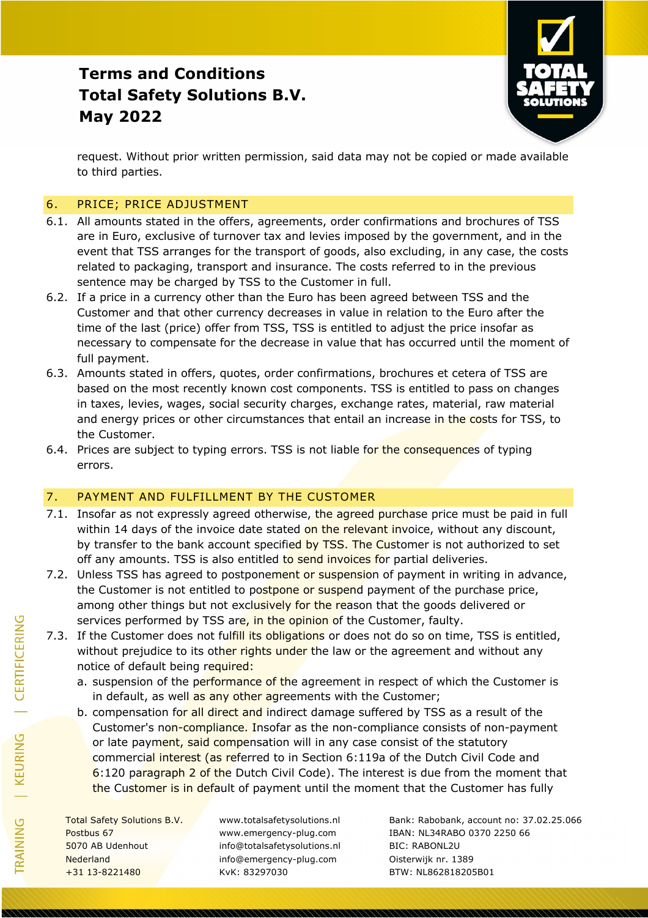request. Without prior written permission, said data may not be copied or made available to third parties.

## 6. PRICE; PRICE ADJUSTMENT

6.1. All amounts stated in the offers, agreements, order confirmations and brochures of TSS are in Euro, exclusive of turnover tax and levies imposed by the government, and in the event that TSS arranges for the transport of goods, also excluding, in any case, the costs related to packaging, transport and insurance. The costs referred to in the previous sentence may be charged by TSS to the Customer in full.

6.2. If a price in a currency other than the Euro has been agreed between TSS and the Customer and that other currency decreases in value in relation to the Euro after the time of the last (price) offer from TSS, TSS is entitled to adjust the price insofar as necessary to compensate for the decrease in value that has occurred until the moment of full payment.

6.3. Amounts stated in offers, quotes, order confirmations, brochures et cetera of TSS are based on the most recently known cost components. TSS is entitled to pass on changes in taxes, levies, wages, social security charges, exchange rates, material, raw material and energy prices or other circumstances that entail an increase in the costs for TSS, to the Customer.

6.4. Prices are subject to typing errors. TSS is not liable for the consequences of typing errors.

## 7. PAYMENT AND FULFILLMENT BY THE CUSTOMER

7.1. Insofar as not expressly agreed otherwise, the agreed purchase price must be paid in full within 14 days of the invoice date stated on the relevant invoice, without any discount, by transfer to the bank account specified by TSS. The Customer is not authorized to set off any amounts. TSS is also entitled to send invoices for partial deliveries.

7.2. Unless TSS has agreed to postponement or suspension of payment in writing in advance, the Customer is not entitled to postpone or suspend payment of the purchase price, among other things but not exclusively for the reason that the goods delivered or services performed by TSS are, in the opinion of the Customer, faulty.

7.3. If the Customer does not fulfill its obligations or does not do so on time, TSS is entitled, without prejudice to its other rights under the law or the agreement and without any notice of default being required:

a. suspension of the performance of the agreement in respect of which the Customer is in default, as well as any other agreements with the Customer;

b. compensation for all direct and indirect damage suffered by TSS as a result of the Customer's non-compliance. Insofar as the non-compliance consists of non-payment or late payment, said compensation will in any case consist of the statutory commercial interest (as referred to in Section 6:119a of the Dutch Civil Code and 6:120 paragraph 2 of the Dutch Civil Code). The interest is due from the moment that the Customer is in default of payment until the moment that the Customer has fully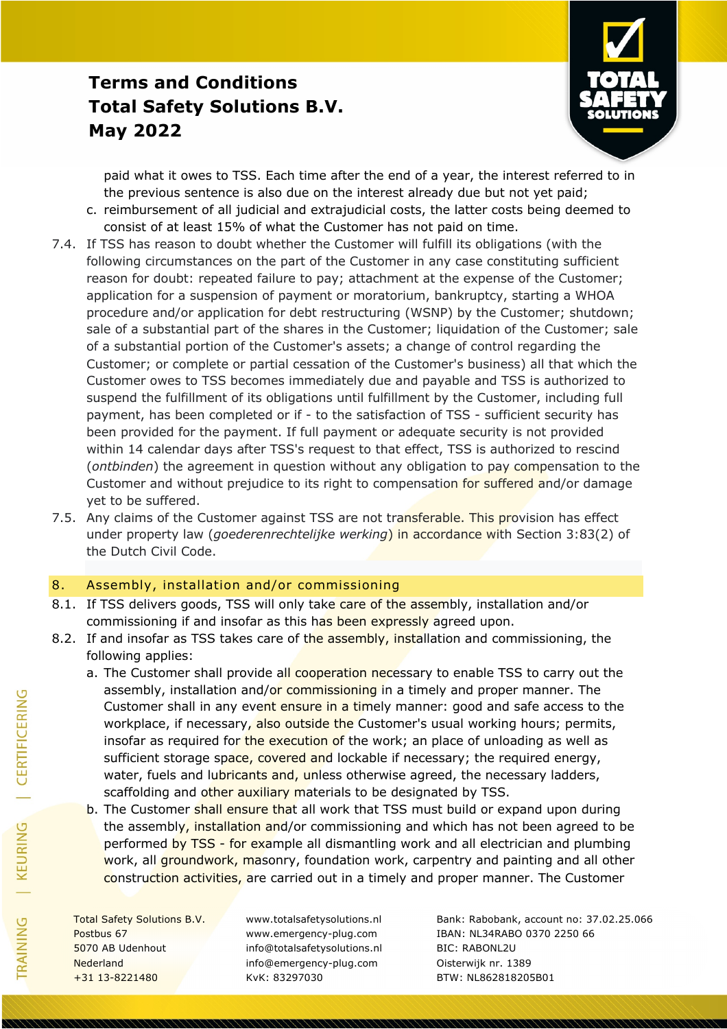paid what it owes to TSS. Each time after the end of a year, the interest referred to in the previous sentence is also due on the interest already due but not yet paid;

c. reimbursement of all judicial and extrajudicial costs, the latter costs being deemed to consist of at least 15% of what the Customer has not paid on time.

7.4. If TSS has reason to doubt whether the Customer will fulfill its obligations (with the following circumstances on the part of the Customer in any case constituting sufficient reason for doubt: repeated failure to pay; attachment at the expense of the Customer; application for a suspension of payment or moratorium, bankruptcy, starting a WHOA procedure and/or application for debt restructuring (WSNP) by the Customer; shutdown; sale of a substantial part of the shares in the Customer; liquidation of the Customer; sale of a substantial portion of the Customer's assets; a change of control regarding the Customer; or complete or partial cessation of the Customer's business) all that which the Customer owes to TSS becomes immediately due and payable and TSS is authorized to suspend the fulfillment of its obligations until fulfillment by the Customer, including full payment, has been completed or if - to the satisfaction of TSS - sufficient security has been provided for the payment. If full payment or adequate security is not provided within 14 calendar days after TSS's request to that effect, TSS is authorized to rescind (*ontbinden*) the agreement in question without any obligation to pay compensation to the Customer and without prejudice to its right to compensation for suffered and/or damage yet to be suffered.

7.5. Any claims of the Customer against TSS are not transferable. This provision has effect under property law (*goederenrechtelijke werking*) in accordance with Section 3:83(2) of the Dutch Civil Code.

## 8. Assembly, installation and/or commissioning

8.1. If TSS delivers goods, TSS will only take care of the assembly, installation and/or commissioning if and insofar as this has been expressly agreed upon.

8.2. If and insofar as TSS takes care of the assembly, installation and commissioning, the following applies:

a. The Customer shall provide all cooperation necessary to enable TSS to carry out the assembly, installation and/or commissioning in a timely and proper manner. The Customer shall in any event ensure in a timely manner: good and safe access to the workplace, if necessary, also outside the Customer's usual working hours; permits, insofar as required for the execution of the work; an place of unloading as well as sufficient storage space, covered and lockable if necessary; the required energy, water, fuels and lubricants and, unless otherwise agreed, the necessary ladders, scaffolding and other auxiliary materials to be designated by TSS.

b. The Customer shall ensure that all work that TSS must build or expand upon during the assembly, installation and/or commissioning and which has not been agreed to be performed by TSS - for example all dismantling work and all electrician and plumbing work, all groundwork, masonry, foundation work, carpentry and painting and all other construction activities, are carried out in a timely and proper manner. The Customer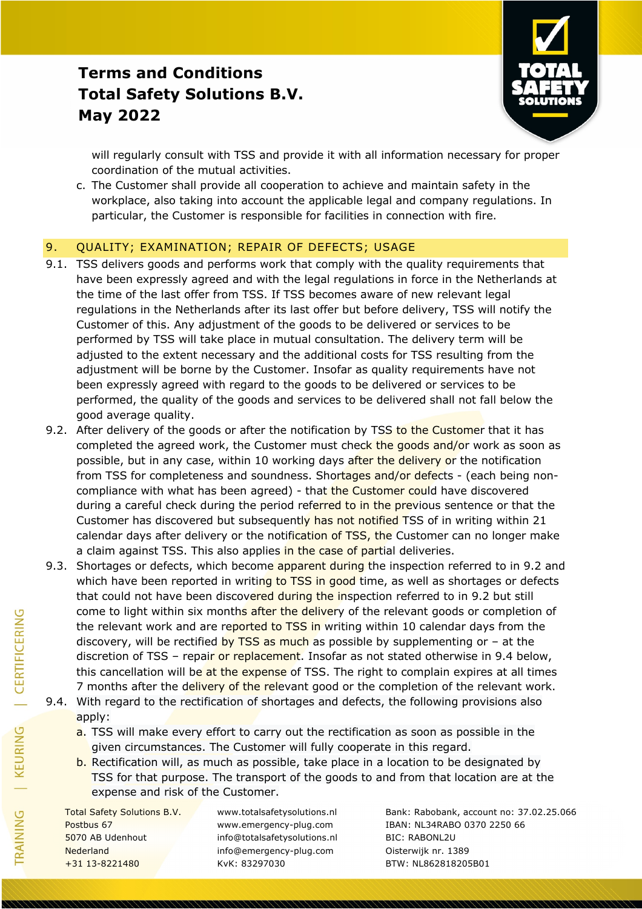will regularly consult with TSS and provide it with all information necessary for proper coordination of the mutual activities.

c. The Customer shall provide all cooperation to achieve and maintain safety in the workplace, also taking into account the applicable legal and company regulations. In particular, the Customer is responsible for facilities in connection with fire.

## 9. QUALITY; EXAMINATION; REPAIR OF DEFECTS; USAGE

9.1. TSS delivers goods and performs work that comply with the quality requirements that have been expressly agreed and with the legal regulations in force in the Netherlands at the time of the last offer from TSS. If TSS becomes aware of new relevant legal regulations in the Netherlands after its last offer but before delivery, TSS will notify the Customer of this. Any adjustment of the goods to be delivered or services to be performed by TSS will take place in mutual consultation. The delivery term will be adjusted to the extent necessary and the additional costs for TSS resulting from the adjustment will be borne by the Customer. Insofar as quality requirements have not been expressly agreed with regard to the goods to be delivered or services to be performed, the quality of the goods and services to be delivered shall not fall below the good average quality.

9.2. After delivery of the goods or after the notification by TSS to the Customer that it has completed the agreed work, the Customer must check the goods and/or work as soon as possible, but in any case, within 10 working days after the delivery or the notification from TSS for completeness and soundness. Shortages and/or defects - (each being non-compliance with what has been agreed) - that the Customer could have discovered during a careful check during the period referred to in the previous sentence or that the Customer has discovered but subsequently has not notified TSS of in writing within 21 calendar days after delivery or the notification of TSS, the Customer can no longer make a claim against TSS. This also applies in the case of partial deliveries.

9.3. Shortages or defects, which become apparent during the inspection referred to in 9.2 and which have been reported in writing to TSS in good time, as well as shortages or defects that could not have been discovered during the inspection referred to in 9.2 but still come to light within six months after the delivery of the relevant goods or completion of the relevant work and are reported to TSS in writing within 10 calendar days from the discovery, will be rectified by TSS as much as possible by supplementing or – at the discretion of TSS – repair or replacement. Insofar as not stated otherwise in 9.4 below, this cancellation will be at the expense of TSS. The right to complain expires at all times 7 months after the delivery of the relevant good or the completion of the relevant work.

9.4. With regard to the rectification of shortages and defects, the following provisions also apply:

a. TSS will make every effort to carry out the rectification as soon as possible in the given circumstances. The Customer will fully cooperate in this regard.

b. Rectification will, as much as possible, take place in a location to be designated by TSS for that purpose. The transport of the goods to and from that location are at the expense and risk of the Customer.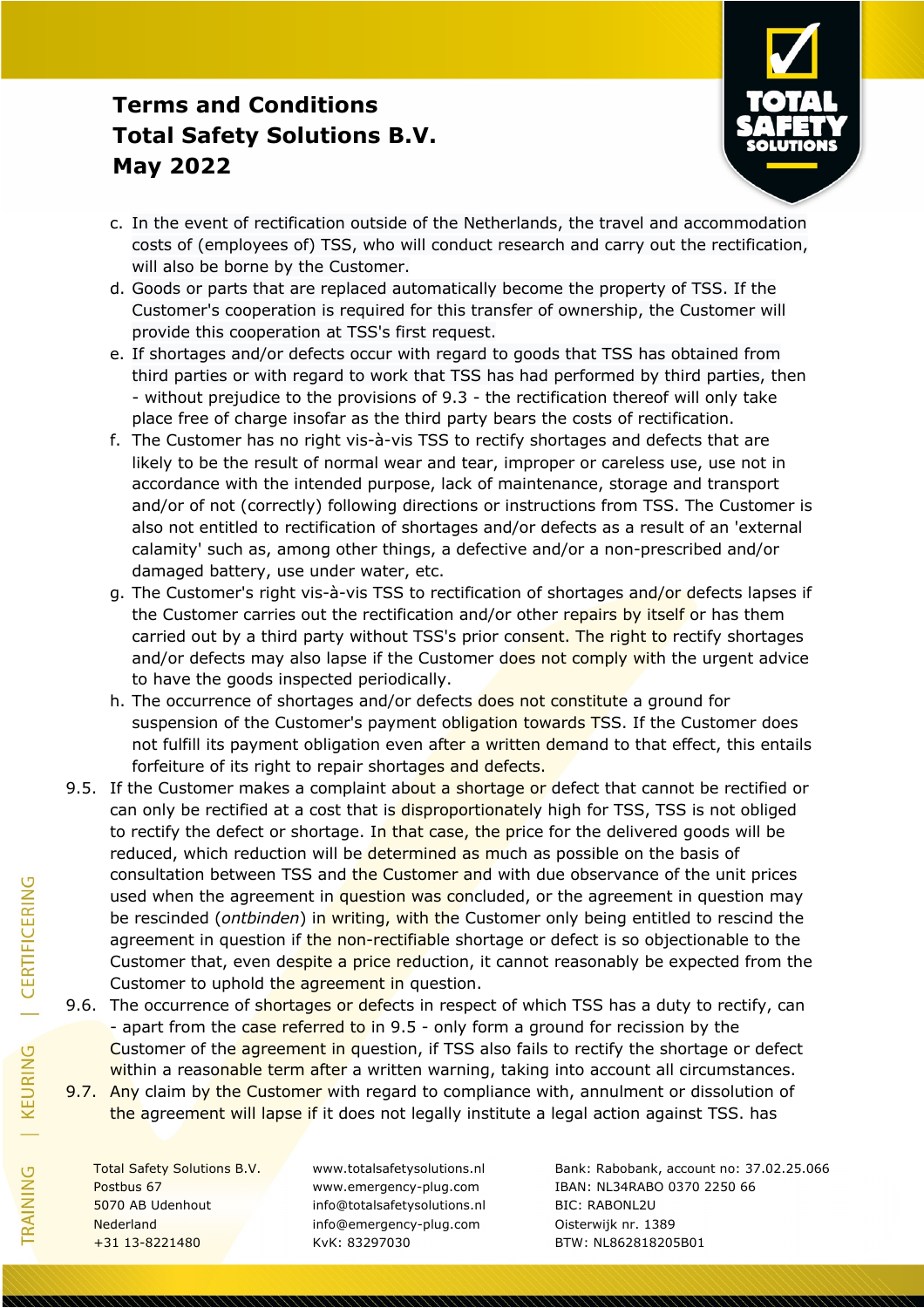c. In the event of rectification outside of the Netherlands, the travel and accommodation costs of (employees of) TSS, who will conduct research and carry out the rectification, will also be borne by the Customer.

d. Goods or parts that are replaced automatically become the property of TSS. If the Customer's cooperation is required for this transfer of ownership, the Customer will provide this cooperation at TSS's first request.

e. If shortages and/or defects occur with regard to goods that TSS has obtained from third parties or with regard to work that TSS has had performed by third parties, then - without prejudice to the provisions of 9.3 - the rectification thereof will only take place free of charge insofar as the third party bears the costs of rectification.

f. The Customer has no right vis-à-vis TSS to rectify shortages and defects that are likely to be the result of normal wear and tear, improper or careless use, use not in accordance with the intended purpose, lack of maintenance, storage and transport and/or of not (correctly) following directions or instructions from TSS. The Customer is also not entitled to rectification of shortages and/or defects as a result of an 'external calamity' such as, among other things, a defective and/or a non-prescribed and/or damaged battery, use under water, etc.

g. The Customer's right vis-à-vis TSS to rectification of shortages and/or defects lapses if the Customer carries out the rectification and/or other repairs by itself or has them carried out by a third party without TSS's prior consent. The right to rectify shortages and/or defects may also lapse if the Customer does not comply with the urgent advice to have the goods inspected periodically.

h. The occurrence of shortages and/or defects does not constitute a ground for suspension of the Customer's payment obligation towards TSS. If the Customer does not fulfill its payment obligation even after a written demand to that effect, this entails forfeiture of its right to repair shortages and defects.

9.5. If the Customer makes a complaint about a shortage or defect that cannot be rectified or can only be rectified at a cost that is disproportionately high for TSS, TSS is not obliged to rectify the defect or shortage. In that case, the price for the delivered goods will be reduced, which reduction will be determined as much as possible on the basis of consultation between TSS and the Customer and with due observance of the unit prices used when the agreement in question was concluded, or the agreement in question may be rescinded (*ontbinden*) in writing, with the Customer only being entitled to rescind the agreement in question if the non-rectifiable shortage or defect is so objectionable to the Customer that, even despite a price reduction, it cannot reasonably be expected from the Customer to uphold the agreement in question.

9.6. The occurrence of shortages or defects in respect of which TSS has a duty to rectify, can - apart from the case referred to in 9.5 - only form a ground for recission by the Customer of the agreement in question, if TSS also fails to rectify the shortage or defect within a reasonable term after a written warning, taking into account all circumstances.

9.7. Any claim by the Customer with regard to compliance with, annulment or dissolution of the agreement will lapse if it does not legally institute a legal action against TSS. has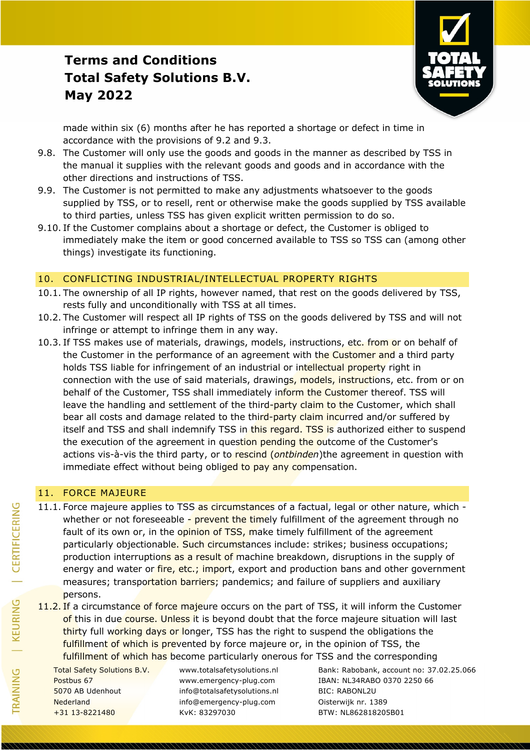made within six (6) months after he has reported a shortage or defect in time in accordance with the provisions of 9.2 and 9.3.

9.8. The Customer will only use the goods and goods in the manner as described by TSS in the manual it supplies with the relevant goods and goods and in accordance with the other directions and instructions of TSS.

9.9. The Customer is not permitted to make any adjustments whatsoever to the goods supplied by TSS, or to resell, rent or otherwise make the goods supplied by TSS available to third parties, unless TSS has given explicit written permission to do so.

9.10. If the Customer complains about a shortage or defect, the Customer is obliged to immediately make the item or good concerned available to TSS so TSS can (among other things) investigate its functioning.

## 10. CONFLICTING INDUSTRIAL/INTELLECTUAL PROPERTY RIGHTS

10.1. The ownership of all IP rights, however named, that rest on the goods delivered by TSS, rests fully and unconditionally with TSS at all times.

10.2. The Customer will respect all IP rights of TSS on the goods delivered by TSS and will not infringe or attempt to infringe them in any way.

10.3. If TSS makes use of materials, drawings, models, instructions, etc. from or on behalf of the Customer in the performance of an agreement with the Customer and a third party holds TSS liable for infringement of an industrial or intellectual property right in connection with the use of said materials, drawings, models, instructions, etc. from or on behalf of the Customer, TSS shall immediately inform the Customer thereof. TSS will leave the handling and settlement of the third-party claim to the Customer, which shall bear all costs and damage related to the third-party claim incurred and/or suffered by itself and TSS and shall indemnify TSS in this regard. TSS is authorized either to suspend the execution of the agreement in question pending the outcome of the Customer's actions vis-à-vis the third party, or to rescind (*ontbinden*)the agreement in question with immediate effect without being obliged to pay any compensation.

## 11. FORCE MAJEURE

11.1. Force majeure applies to TSS as circumstances of a factual, legal or other nature, which - whether or not foreseeable - prevent the timely fulfillment of the agreement through no fault of its own or, in the opinion of TSS, make timely fulfillment of the agreement particularly objectionable. Such circumstances include: strikes; business occupations; production interruptions as a result of machine breakdown, disruptions in the supply of energy and water or fire, etc.; import, export and production bans and other government measures; transportation barriers; pandemics; and failure of suppliers and auxiliary persons.

11.2. If a circumstance of force majeure occurs on the part of TSS, it will inform the Customer of this in due course. Unless it is beyond doubt that the force majeure situation will last thirty full working days or longer, TSS has the right to suspend the obligations the fulfillment of which is prevented by force majeure or, in the opinion of TSS, the fulfillment of which has become particularly onerous for TSS and the corresponding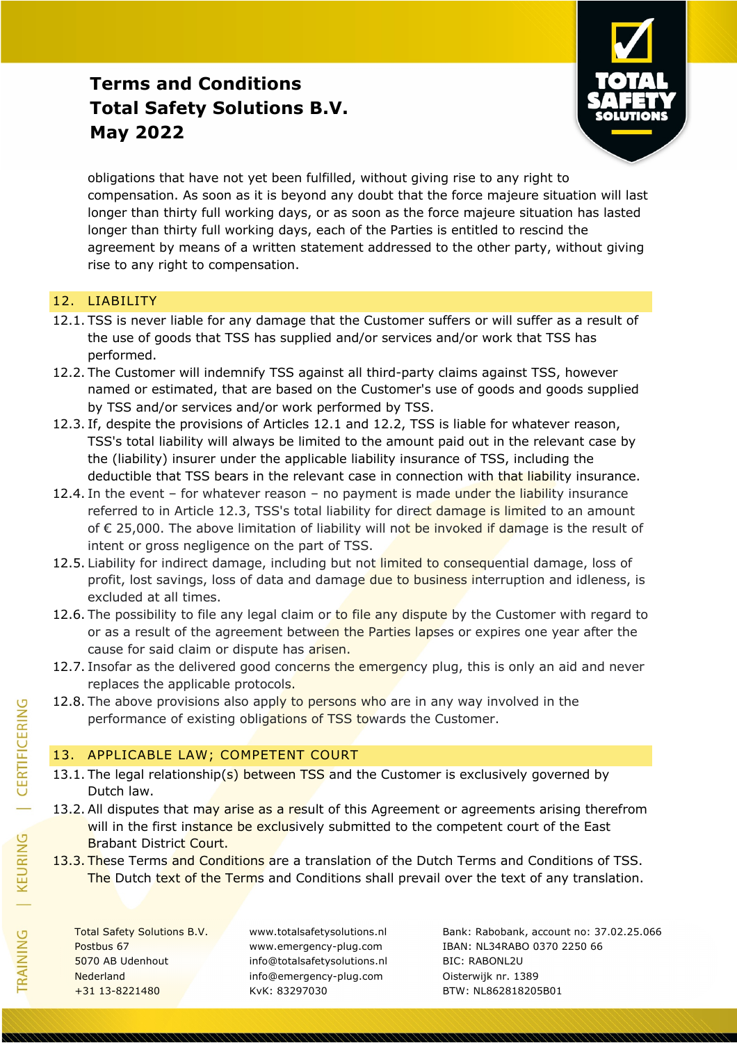obligations that have not yet been fulfilled, without giving rise to any right to compensation. As soon as it is beyond any doubt that the force majeure situation will last longer than thirty full working days, or as soon as the force majeure situation has lasted longer than thirty full working days, each of the Parties is entitled to rescind the agreement by means of a written statement addressed to the other party, without giving rise to any right to compensation.

## 12. LIABILITY

12.1. TSS is never liable for any damage that the Customer suffers or will suffer as a result of the use of goods that TSS has supplied and/or services and/or work that TSS has performed.

12.2. The Customer will indemnify TSS against all third-party claims against TSS, however named or estimated, that are based on the Customer's use of goods and goods supplied by TSS and/or services and/or work performed by TSS.

12.3. If, despite the provisions of Articles 12.1 and 12.2, TSS is liable for whatever reason, TSS's total liability will always be limited to the amount paid out in the relevant case by the (liability) insurer under the applicable liability insurance of TSS, including the deductible that TSS bears in the relevant case in connection with that liability insurance.

12.4. In the event – for whatever reason – no payment is made under the liability insurance referred to in Article 12.3, TSS's total liability for direct damage is limited to an amount of € 25,000. The above limitation of liability will not be invoked if damage is the result of intent or gross negligence on the part of TSS.

12.5. Liability for indirect damage, including but not limited to consequential damage, loss of profit, lost savings, loss of data and damage due to business interruption and idleness, is excluded at all times.

12.6. The possibility to file any legal claim or to file any dispute by the Customer with regard to or as a result of the agreement between the Parties lapses or expires one year after the cause for said claim or dispute has arisen.

12.7. Insofar as the delivered good concerns the emergency plug, this is only an aid and never replaces the applicable protocols.

12.8. The above provisions also apply to persons who are in any way involved in the performance of existing obligations of TSS towards the Customer.

## 13. APPLICABLE LAW; COMPETENT COURT

13.1. The legal relationship(s) between TSS and the Customer is exclusively governed by Dutch law.

13.2. All disputes that may arise as a result of this Agreement or agreements arising therefrom will in the first instance be exclusively submitted to the competent court of the East Brabant District Court.

13.3. These Terms and Conditions are a translation of the Dutch Terms and Conditions of TSS. The Dutch text of the Terms and Conditions shall prevail over the text of any translation.